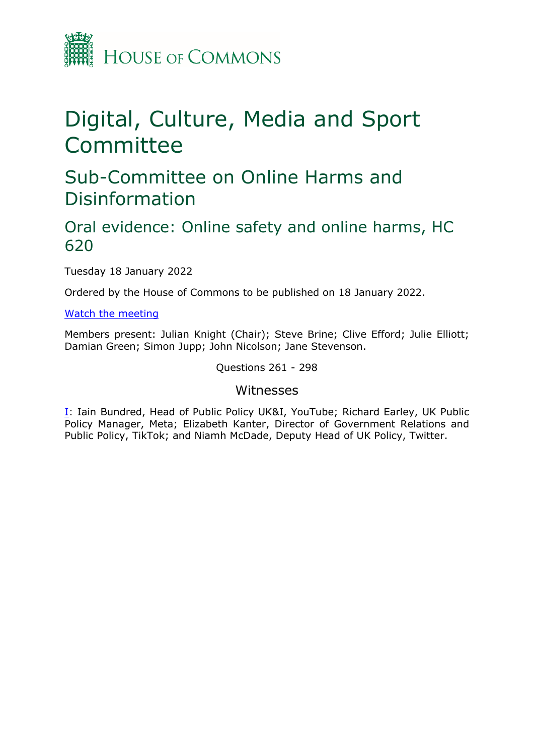HOUSE OF COMMONS

# Digital, Culture, Media and Sport Committee

## Sub-Committee on Online Harms and Disinformation

## Oral evidence: Online safety and online harms, HC 620

Tuesday 18 January 2022

Ordered by the House of Commons to be published on 18 January 2022.

[Watch the meeting]

Members present: Julian Knight (Chair); Steve Brine; Clive Efford; Julie Elliott; Damian Green; Simon Jupp; John Nicolson; Jane Stevenson.

Questions 261 - 298

### Witnesses

I: Iain Bundred, Head of Public Policy UK&I, YouTube; Richard Earley, UK Public Policy Manager, Meta; Elizabeth Kanter, Director of Government Relations and Public Policy, TikTok; and Niamh McDade, Deputy Head of UK Policy, Twitter.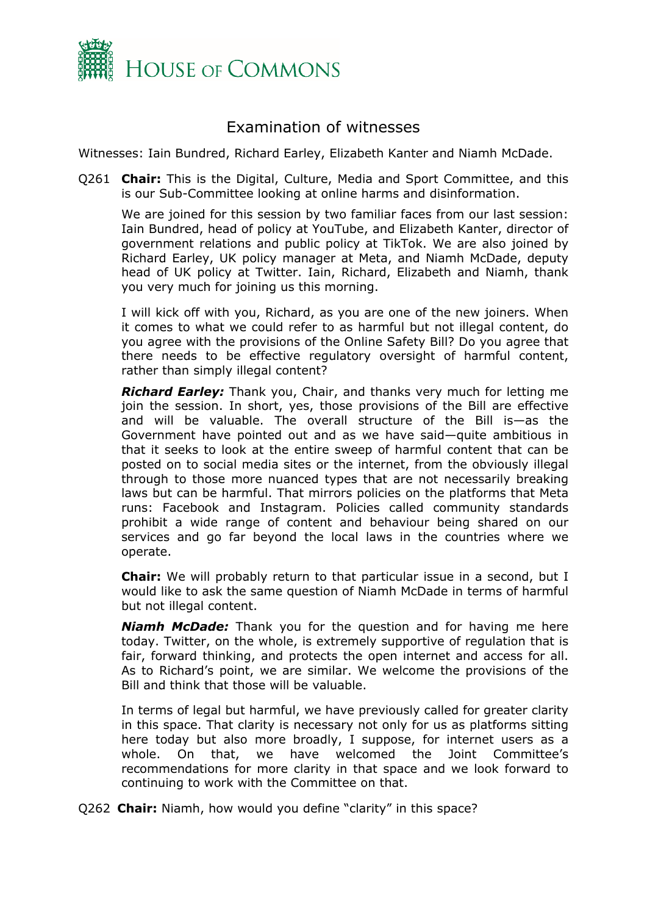# Examination of witnesses

Witnesses: Iain Bundred, Richard Earley, Elizabeth Kanter and Niamh McDade.

Q261 **Chair:** This is the Digital, Culture, Media and Sport Committee, and this is our Sub-Committee looking at online harms and disinformation.

We are joined for this session by two familiar faces from our last session: Iain Bundred, head of policy at YouTube, and Elizabeth Kanter, director of government relations and public policy at TikTok. We are also joined by Richard Earley, UK policy manager at Meta, and Niamh McDade, deputy head of UK policy at Twitter. Iain, Richard, Elizabeth and Niamh, thank you very much for joining us this morning.

I will kick off with you, Richard, as you are one of the new joiners. When it comes to what we could refer to as harmful but not illegal content, do you agree with the provisions of the Online Safety Bill? Do you agree that there needs to be effective regulatory oversight of harmful content, rather than simply illegal content?

***Richard Earley:*** Thank you, Chair, and thanks very much for letting me join the session. In short, yes, those provisions of the Bill are effective and will be valuable. The overall structure of the Bill is—as the Government have pointed out and as we have said—quite ambitious in that it seeks to look at the entire sweep of harmful content that can be posted on to social media sites or the internet, from the obviously illegal through to those more nuanced types that are not necessarily breaking laws but can be harmful. That mirrors policies on the platforms that Meta runs: Facebook and Instagram. Policies called community standards prohibit a wide range of content and behaviour being shared on our services and go far beyond the local laws in the countries where we operate.

**Chair:** We will probably return to that particular issue in a second, but I would like to ask the same question of Niamh McDade in terms of harmful but not illegal content.

***Niamh McDade:*** Thank you for the question and for having me here today. Twitter, on the whole, is extremely supportive of regulation that is fair, forward thinking, and protects the open internet and access for all. As to Richard's point, we are similar. We welcome the provisions of the Bill and think that those will be valuable.

In terms of legal but harmful, we have previously called for greater clarity in this space. That clarity is necessary not only for us as platforms sitting here today but also more broadly, I suppose, for internet users as a whole. On that, we have welcomed the Joint Committee's recommendations for more clarity in that space and we look forward to continuing to work with the Committee on that.

Q262 **Chair:** Niamh, how would you define "clarity" in this space?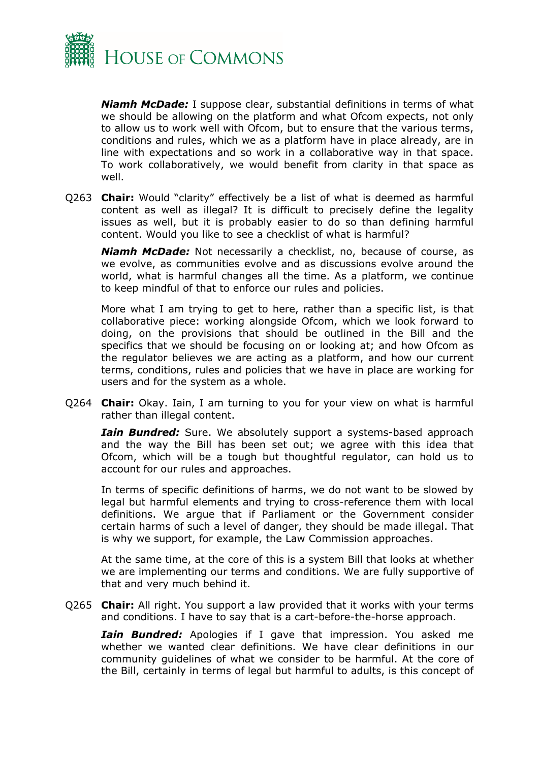***Niamh McDade:*** I suppose clear, substantial definitions in terms of what we should be allowing on the platform and what Ofcom expects, not only to allow us to work well with Ofcom, but to ensure that the various terms, conditions and rules, which we as a platform have in place already, are in line with expectations and so work in a collaborative way in that space. To work collaboratively, we would benefit from clarity in that space as well.

Q263 **Chair:** Would "clarity" effectively be a list of what is deemed as harmful content as well as illegal? It is difficult to precisely define the legality issues as well, but it is probably easier to do so than defining harmful content. Would you like to see a checklist of what is harmful?

***Niamh McDade:*** Not necessarily a checklist, no, because of course, as we evolve, as communities evolve and as discussions evolve around the world, what is harmful changes all the time. As a platform, we continue to keep mindful of that to enforce our rules and policies.

More what I am trying to get to here, rather than a specific list, is that collaborative piece: working alongside Ofcom, which we look forward to doing, on the provisions that should be outlined in the Bill and the specifics that we should be focusing on or looking at; and how Ofcom as the regulator believes we are acting as a platform, and how our current terms, conditions, rules and policies that we have in place are working for users and for the system as a whole.

Q264 **Chair:** Okay. Iain, I am turning to you for your view on what is harmful rather than illegal content.

***Iain Bundred:*** Sure. We absolutely support a systems-based approach and the way the Bill has been set out; we agree with this idea that Ofcom, which will be a tough but thoughtful regulator, can hold us to account for our rules and approaches.

In terms of specific definitions of harms, we do not want to be slowed by legal but harmful elements and trying to cross-reference them with local definitions. We argue that if Parliament or the Government consider certain harms of such a level of danger, they should be made illegal. That is why we support, for example, the Law Commission approaches.

At the same time, at the core of this is a system Bill that looks at whether we are implementing our terms and conditions. We are fully supportive of that and very much behind it.

Q265 **Chair:** All right. You support a law provided that it works with your terms and conditions. I have to say that is a cart-before-the-horse approach.

***Iain Bundred:*** Apologies if I gave that impression. You asked me whether we wanted clear definitions. We have clear definitions in our community guidelines of what we consider to be harmful. At the core of the Bill, certainly in terms of legal but harmful to adults, is this concept of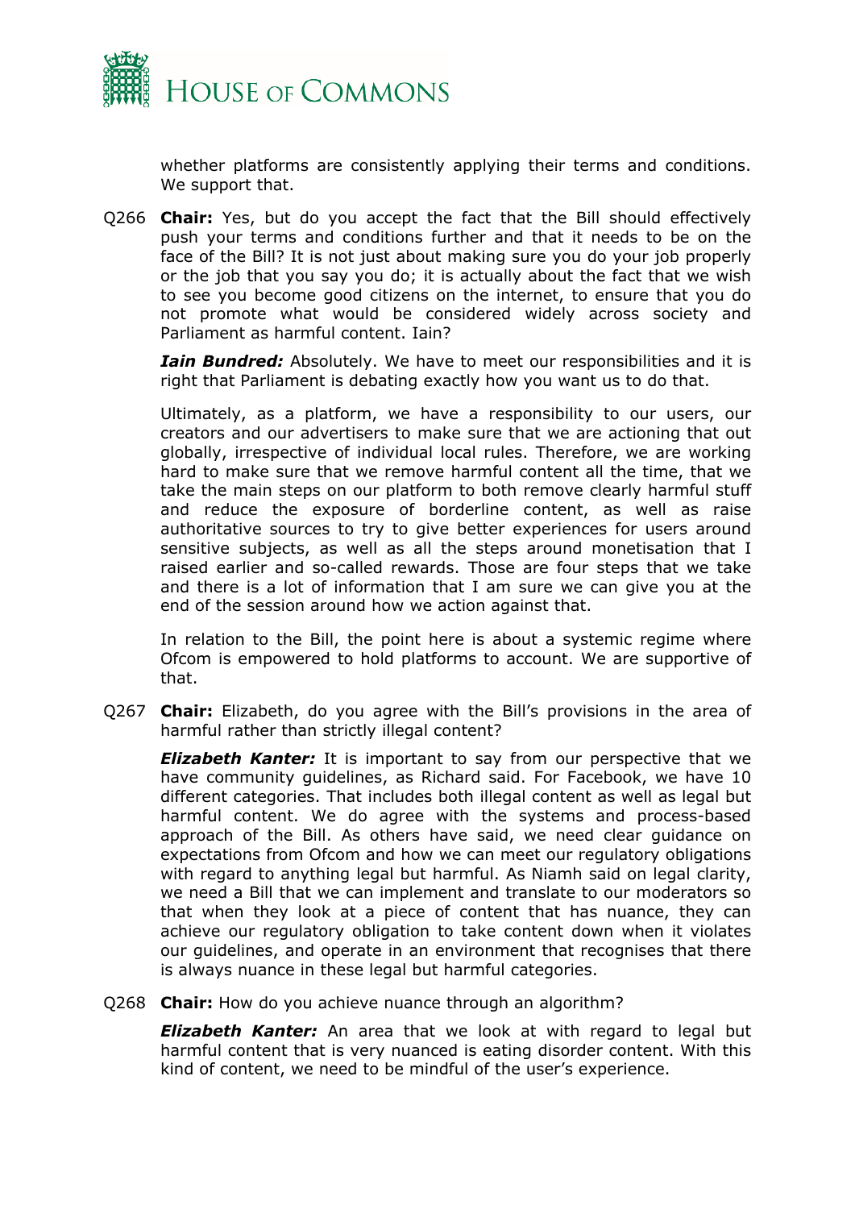whether platforms are consistently applying their terms and conditions. We support that.

Q266 **Chair:** Yes, but do you accept the fact that the Bill should effectively push your terms and conditions further and that it needs to be on the face of the Bill? It is not just about making sure you do your job properly or the job that you say you do; it is actually about the fact that we wish to see you become good citizens on the internet, to ensure that you do not promote what would be considered widely across society and Parliament as harmful content. Iain?

***Iain Bundred:*** Absolutely. We have to meet our responsibilities and it is right that Parliament is debating exactly how you want us to do that.

Ultimately, as a platform, we have a responsibility to our users, our creators and our advertisers to make sure that we are actioning that out globally, irrespective of individual local rules. Therefore, we are working hard to make sure that we remove harmful content all the time, that we take the main steps on our platform to both remove clearly harmful stuff and reduce the exposure of borderline content, as well as raise authoritative sources to try to give better experiences for users around sensitive subjects, as well as all the steps around monetisation that I raised earlier and so-called rewards. Those are four steps that we take and there is a lot of information that I am sure we can give you at the end of the session around how we action against that.

In relation to the Bill, the point here is about a systemic regime where Ofcom is empowered to hold platforms to account. We are supportive of that.

Q267 **Chair:** Elizabeth, do you agree with the Bill's provisions in the area of harmful rather than strictly illegal content?

***Elizabeth Kanter:*** It is important to say from our perspective that we have community guidelines, as Richard said. For Facebook, we have 10 different categories. That includes both illegal content as well as legal but harmful content. We do agree with the systems and process-based approach of the Bill. As others have said, we need clear guidance on expectations from Ofcom and how we can meet our regulatory obligations with regard to anything legal but harmful. As Niamh said on legal clarity, we need a Bill that we can implement and translate to our moderators so that when they look at a piece of content that has nuance, they can achieve our regulatory obligation to take content down when it violates our guidelines, and operate in an environment that recognises that there is always nuance in these legal but harmful categories.

Q268 **Chair:** How do you achieve nuance through an algorithm?

***Elizabeth Kanter:*** An area that we look at with regard to legal but harmful content that is very nuanced is eating disorder content. With this kind of content, we need to be mindful of the user's experience.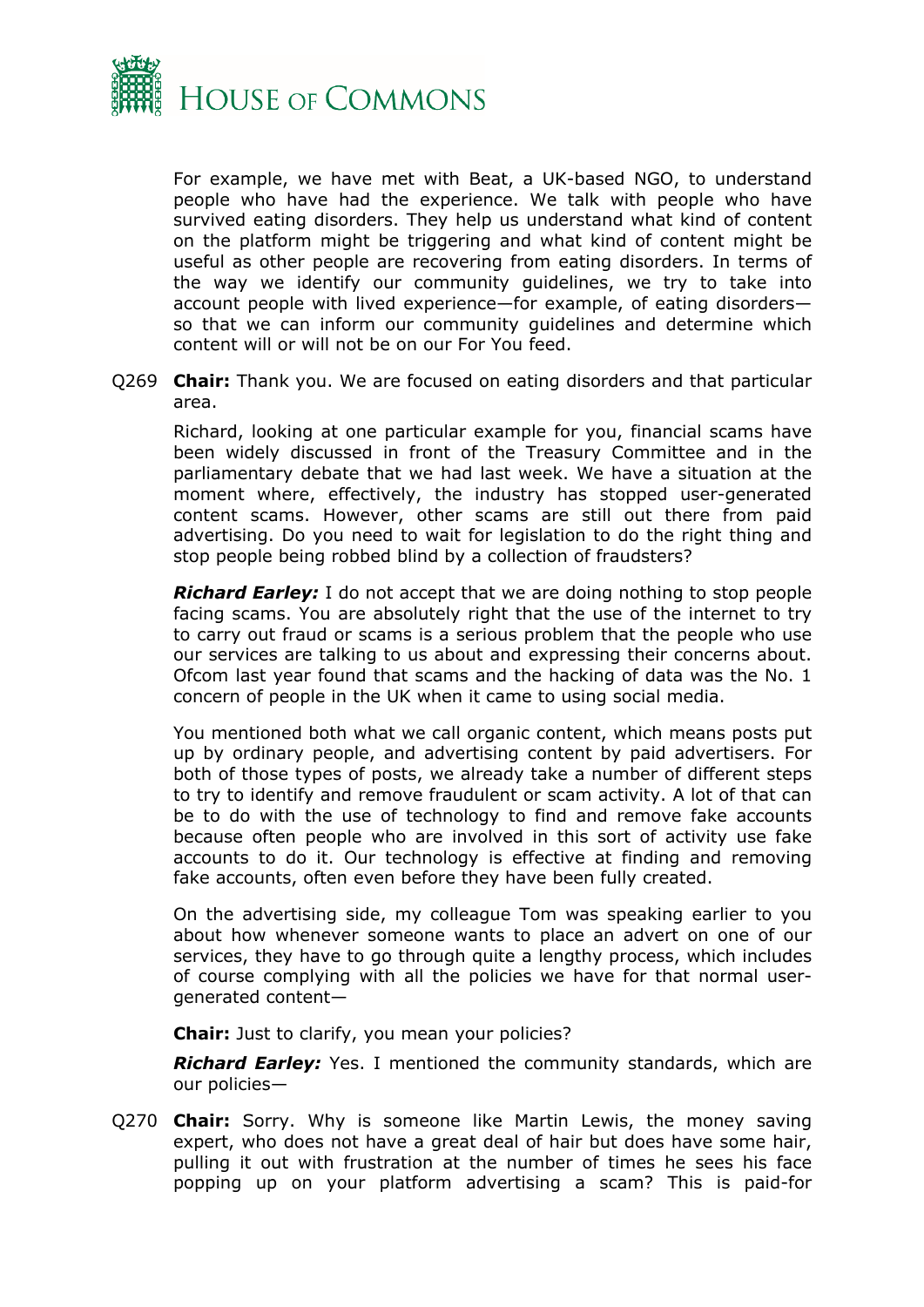For example, we have met with Beat, a UK-based NGO, to understand people who have had the experience. We talk with people who have survived eating disorders. They help us understand what kind of content on the platform might be triggering and what kind of content might be useful as other people are recovering from eating disorders. In terms of the way we identify our community guidelines, we try to take into account people with lived experience—for example, of eating disorders—so that we can inform our community guidelines and determine which content will or will not be on our For You feed.

Q269 **Chair:** Thank you. We are focused on eating disorders and that particular area.

Richard, looking at one particular example for you, financial scams have been widely discussed in front of the Treasury Committee and in the parliamentary debate that we had last week. We have a situation at the moment where, effectively, the industry has stopped user-generated content scams. However, other scams are still out there from paid advertising. Do you need to wait for legislation to do the right thing and stop people being robbed blind by a collection of fraudsters?

***Richard Earley:*** I do not accept that we are doing nothing to stop people facing scams. You are absolutely right that the use of the internet to try to carry out fraud or scams is a serious problem that the people who use our services are talking to us about and expressing their concerns about. Ofcom last year found that scams and the hacking of data was the No. 1 concern of people in the UK when it came to using social media.

You mentioned both what we call organic content, which means posts put up by ordinary people, and advertising content by paid advertisers. For both of those types of posts, we already take a number of different steps to try to identify and remove fraudulent or scam activity. A lot of that can be to do with the use of technology to find and remove fake accounts because often people who are involved in this sort of activity use fake accounts to do it. Our technology is effective at finding and removing fake accounts, often even before they have been fully created.

On the advertising side, my colleague Tom was speaking earlier to you about how whenever someone wants to place an advert on one of our services, they have to go through quite a lengthy process, which includes of course complying with all the policies we have for that normal user-generated content—

**Chair:** Just to clarify, you mean your policies?

***Richard Earley:*** Yes. I mentioned the community standards, which are our policies—

Q270 **Chair:** Sorry. Why is someone like Martin Lewis, the money saving expert, who does not have a great deal of hair but does have some hair, pulling it out with frustration at the number of times he sees his face popping up on your platform advertising a scam? This is paid-for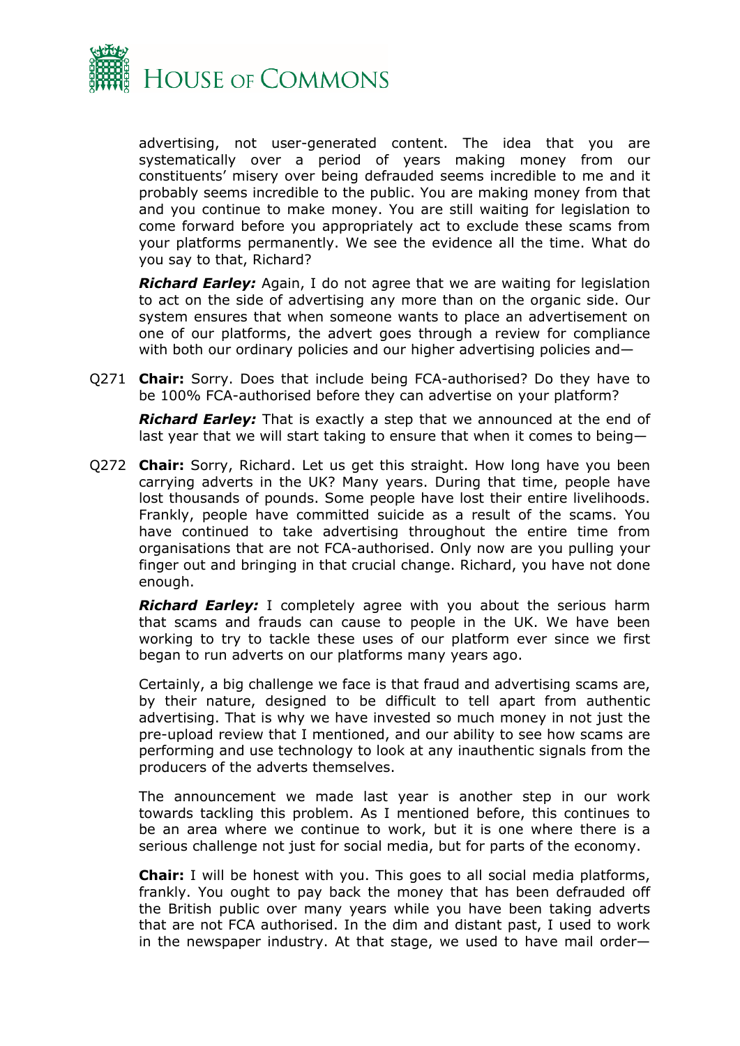advertising, not user-generated content. The idea that you are systematically over a period of years making money from our constituents' misery over being defrauded seems incredible to me and it probably seems incredible to the public. You are making money from that and you continue to make money. You are still waiting for legislation to come forward before you appropriately act to exclude these scams from your platforms permanently. We see the evidence all the time. What do you say to that, Richard?

***Richard Earley:*** Again, I do not agree that we are waiting for legislation to act on the side of advertising any more than on the organic side. Our system ensures that when someone wants to place an advertisement on one of our platforms, the advert goes through a review for compliance with both our ordinary policies and our higher advertising policies and—

Q271 **Chair:** Sorry. Does that include being FCA-authorised? Do they have to be 100% FCA-authorised before they can advertise on your platform?

***Richard Earley:*** That is exactly a step that we announced at the end of last year that we will start taking to ensure that when it comes to being—

Q272 **Chair:** Sorry, Richard. Let us get this straight. How long have you been carrying adverts in the UK? Many years. During that time, people have lost thousands of pounds. Some people have lost their entire livelihoods. Frankly, people have committed suicide as a result of the scams. You have continued to take advertising throughout the entire time from organisations that are not FCA-authorised. Only now are you pulling your finger out and bringing in that crucial change. Richard, you have not done enough.

***Richard Earley:*** I completely agree with you about the serious harm that scams and frauds can cause to people in the UK. We have been working to try to tackle these uses of our platform ever since we first began to run adverts on our platforms many years ago.

Certainly, a big challenge we face is that fraud and advertising scams are, by their nature, designed to be difficult to tell apart from authentic advertising. That is why we have invested so much money in not just the pre-upload review that I mentioned, and our ability to see how scams are performing and use technology to look at any inauthentic signals from the producers of the adverts themselves.

The announcement we made last year is another step in our work towards tackling this problem. As I mentioned before, this continues to be an area where we continue to work, but it is one where there is a serious challenge not just for social media, but for parts of the economy.

**Chair:** I will be honest with you. This goes to all social media platforms, frankly. You ought to pay back the money that has been defrauded off the British public over many years while you have been taking adverts that are not FCA authorised. In the dim and distant past, I used to work in the newspaper industry. At that stage, we used to have mail order—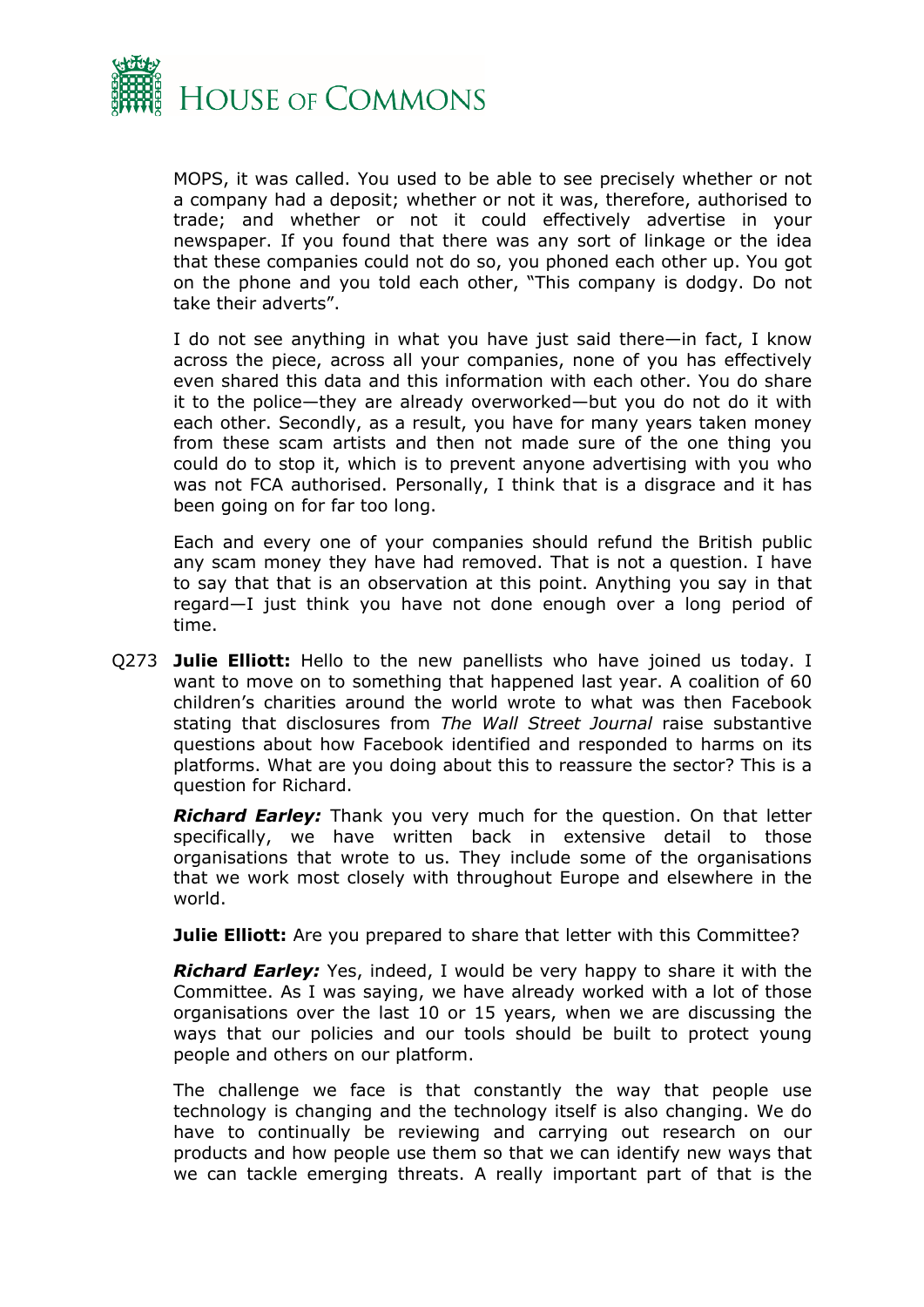MOPS, it was called. You used to be able to see precisely whether or not a company had a deposit; whether or not it was, therefore, authorised to trade; and whether or not it could effectively advertise in your newspaper. If you found that there was any sort of linkage or the idea that these companies could not do so, you phoned each other up. You got on the phone and you told each other, "This company is dodgy. Do not take their adverts".

I do not see anything in what you have just said there—in fact, I know across the piece, across all your companies, none of you has effectively even shared this data and this information with each other. You do share it to the police—they are already overworked—but you do not do it with each other. Secondly, as a result, you have for many years taken money from these scam artists and then not made sure of the one thing you could do to stop it, which is to prevent anyone advertising with you who was not FCA authorised. Personally, I think that is a disgrace and it has been going on for far too long.

Each and every one of your companies should refund the British public any scam money they have had removed. That is not a question. I have to say that that is an observation at this point. Anything you say in that regard—I just think you have not done enough over a long period of time.

Q273 **Julie Elliott:** Hello to the new panellists who have joined us today. I want to move on to something that happened last year. A coalition of 60 children's charities around the world wrote to what was then Facebook stating that disclosures from *The Wall Street Journal* raise substantive questions about how Facebook identified and responded to harms on its platforms. What are you doing about this to reassure the sector? This is a question for Richard.

***Richard Earley:*** Thank you very much for the question. On that letter specifically, we have written back in extensive detail to those organisations that wrote to us. They include some of the organisations that we work most closely with throughout Europe and elsewhere in the world.

**Julie Elliott:** Are you prepared to share that letter with this Committee?

***Richard Earley:*** Yes, indeed, I would be very happy to share it with the Committee. As I was saying, we have already worked with a lot of those organisations over the last 10 or 15 years, when we are discussing the ways that our policies and our tools should be built to protect young people and others on our platform.

The challenge we face is that constantly the way that people use technology is changing and the technology itself is also changing. We do have to continually be reviewing and carrying out research on our products and how people use them so that we can identify new ways that we can tackle emerging threats. A really important part of that is the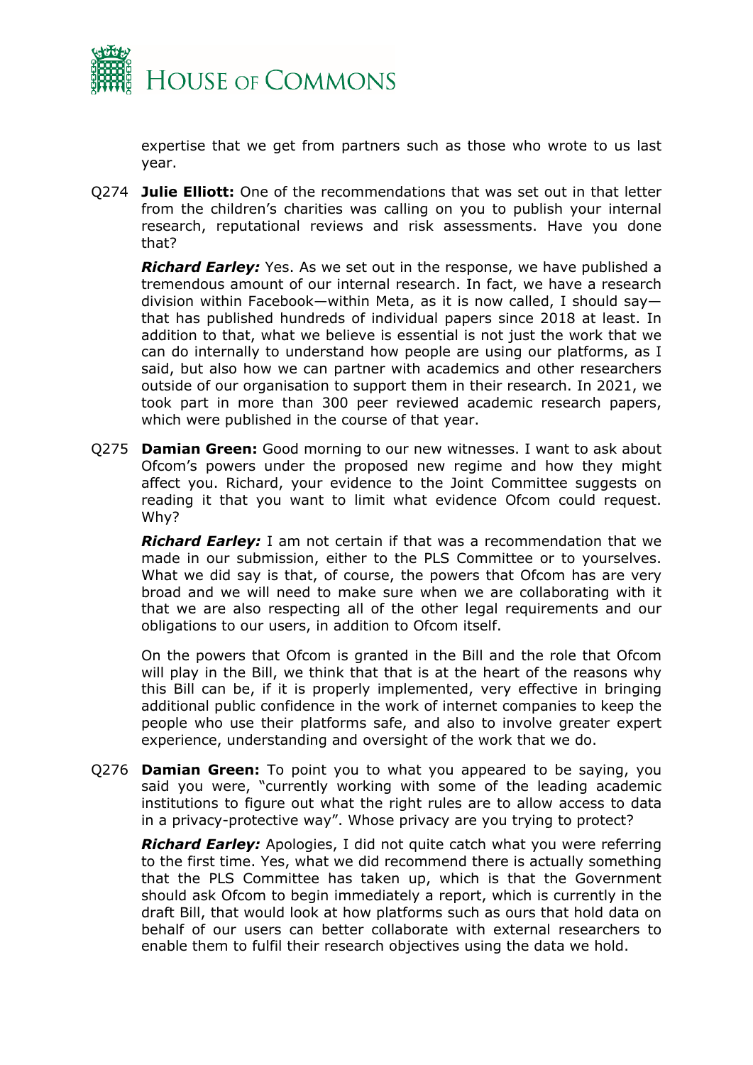expertise that we get from partners such as those who wrote to us last year.

Q274 **Julie Elliott:** One of the recommendations that was set out in that letter from the children's charities was calling on you to publish your internal research, reputational reviews and risk assessments. Have you done that?

***Richard Earley:*** Yes. As we set out in the response, we have published a tremendous amount of our internal research. In fact, we have a research division within Facebook—within Meta, as it is now called, I should say—that has published hundreds of individual papers since 2018 at least. In addition to that, what we believe is essential is not just the work that we can do internally to understand how people are using our platforms, as I said, but also how we can partner with academics and other researchers outside of our organisation to support them in their research. In 2021, we took part in more than 300 peer reviewed academic research papers, which were published in the course of that year.

Q275 **Damian Green:** Good morning to our new witnesses. I want to ask about Ofcom's powers under the proposed new regime and how they might affect you. Richard, your evidence to the Joint Committee suggests on reading it that you want to limit what evidence Ofcom could request. Why?

***Richard Earley:*** I am not certain if that was a recommendation that we made in our submission, either to the PLS Committee or to yourselves. What we did say is that, of course, the powers that Ofcom has are very broad and we will need to make sure when we are collaborating with it that we are also respecting all of the other legal requirements and our obligations to our users, in addition to Ofcom itself.

On the powers that Ofcom is granted in the Bill and the role that Ofcom will play in the Bill, we think that that is at the heart of the reasons why this Bill can be, if it is properly implemented, very effective in bringing additional public confidence in the work of internet companies to keep the people who use their platforms safe, and also to involve greater expert experience, understanding and oversight of the work that we do.

Q276 **Damian Green:** To point you to what you appeared to be saying, you said you were, "currently working with some of the leading academic institutions to figure out what the right rules are to allow access to data in a privacy-protective way". Whose privacy are you trying to protect?

***Richard Earley:*** Apologies, I did not quite catch what you were referring to the first time. Yes, what we did recommend there is actually something that the PLS Committee has taken up, which is that the Government should ask Ofcom to begin immediately a report, which is currently in the draft Bill, that would look at how platforms such as ours that hold data on behalf of our users can better collaborate with external researchers to enable them to fulfil their research objectives using the data we hold.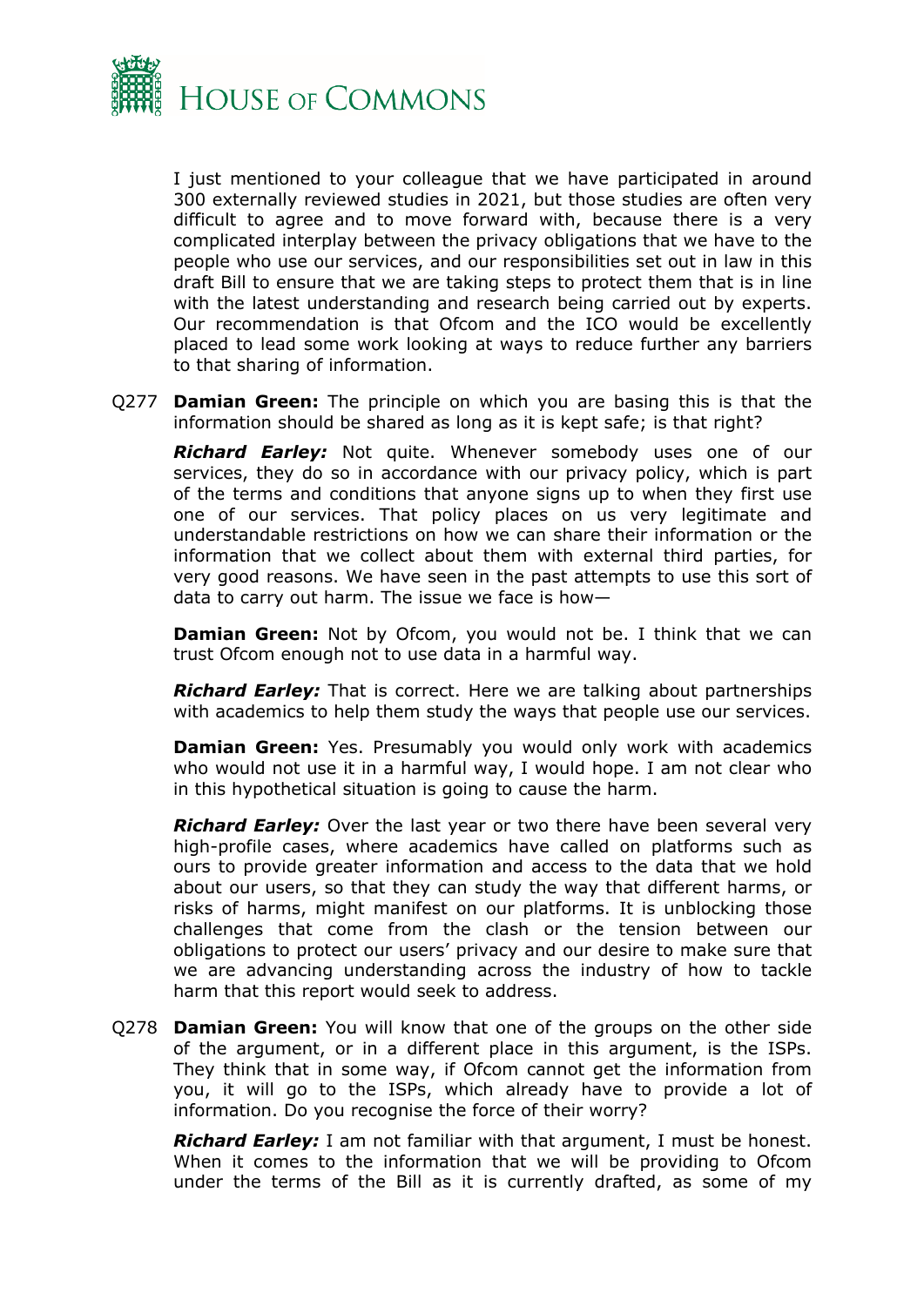I just mentioned to your colleague that we have participated in around 300 externally reviewed studies in 2021, but those studies are often very difficult to agree and to move forward with, because there is a very complicated interplay between the privacy obligations that we have to the people who use our services, and our responsibilities set out in law in this draft Bill to ensure that we are taking steps to protect them that is in line with the latest understanding and research being carried out by experts. Our recommendation is that Ofcom and the ICO would be excellently placed to lead some work looking at ways to reduce further any barriers to that sharing of information.

Q277 **Damian Green:** The principle on which you are basing this is that the information should be shared as long as it is kept safe; is that right?

***Richard Earley:*** Not quite. Whenever somebody uses one of our services, they do so in accordance with our privacy policy, which is part of the terms and conditions that anyone signs up to when they first use one of our services. That policy places on us very legitimate and understandable restrictions on how we can share their information or the information that we collect about them with external third parties, for very good reasons. We have seen in the past attempts to use this sort of data to carry out harm. The issue we face is how—

**Damian Green:** Not by Ofcom, you would not be. I think that we can trust Ofcom enough not to use data in a harmful way.

***Richard Earley:*** That is correct. Here we are talking about partnerships with academics to help them study the ways that people use our services.

**Damian Green:** Yes. Presumably you would only work with academics who would not use it in a harmful way, I would hope. I am not clear who in this hypothetical situation is going to cause the harm.

***Richard Earley:*** Over the last year or two there have been several very high-profile cases, where academics have called on platforms such as ours to provide greater information and access to the data that we hold about our users, so that they can study the way that different harms, or risks of harms, might manifest on our platforms. It is unblocking those challenges that come from the clash or the tension between our obligations to protect our users' privacy and our desire to make sure that we are advancing understanding across the industry of how to tackle harm that this report would seek to address.

Q278 **Damian Green:** You will know that one of the groups on the other side of the argument, or in a different place in this argument, is the ISPs. They think that in some way, if Ofcom cannot get the information from you, it will go to the ISPs, which already have to provide a lot of information. Do you recognise the force of their worry?

***Richard Earley:*** I am not familiar with that argument, I must be honest. When it comes to the information that we will be providing to Ofcom under the terms of the Bill as it is currently drafted, as some of my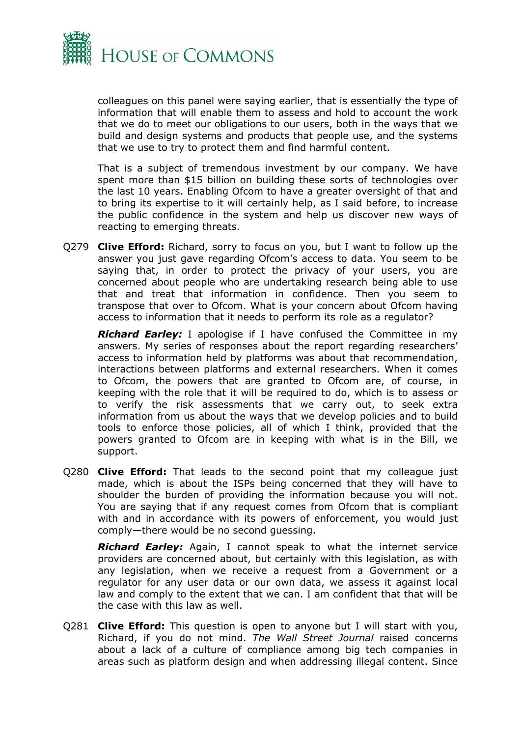colleagues on this panel were saying earlier, that is essentially the type of information that will enable them to assess and hold to account the work that we do to meet our obligations to our users, both in the ways that we build and design systems and products that people use, and the systems that we use to try to protect them and find harmful content.

That is a subject of tremendous investment by our company. We have spent more than $15 billion on building these sorts of technologies over the last 10 years. Enabling Ofcom to have a greater oversight of that and to bring its expertise to it will certainly help, as I said before, to increase the public confidence in the system and help us discover new ways of reacting to emerging threats.

Q279 **Clive Efford:** Richard, sorry to focus on you, but I want to follow up the answer you just gave regarding Ofcom's access to data. You seem to be saying that, in order to protect the privacy of your users, you are concerned about people who are undertaking research being able to use that and treat that information in confidence. Then you seem to transpose that over to Ofcom. What is your concern about Ofcom having access to information that it needs to perform its role as a regulator?

***Richard Earley:*** I apologise if I have confused the Committee in my answers. My series of responses about the report regarding researchers' access to information held by platforms was about that recommendation, interactions between platforms and external researchers. When it comes to Ofcom, the powers that are granted to Ofcom are, of course, in keeping with the role that it will be required to do, which is to assess or to verify the risk assessments that we carry out, to seek extra information from us about the ways that we develop policies and to build tools to enforce those policies, all of which I think, provided that the powers granted to Ofcom are in keeping with what is in the Bill, we support.

Q280 **Clive Efford:** That leads to the second point that my colleague just made, which is about the ISPs being concerned that they will have to shoulder the burden of providing the information because you will not. You are saying that if any request comes from Ofcom that is compliant with and in accordance with its powers of enforcement, you would just comply—there would be no second guessing.

***Richard Earley:*** Again, I cannot speak to what the internet service providers are concerned about, but certainly with this legislation, as with any legislation, when we receive a request from a Government or a regulator for any user data or our own data, we assess it against local law and comply to the extent that we can. I am confident that that will be the case with this law as well.

Q281 **Clive Efford:** This question is open to anyone but I will start with you, Richard, if you do not mind. *The Wall Street Journal* raised concerns about a lack of a culture of compliance among big tech companies in areas such as platform design and when addressing illegal content. Since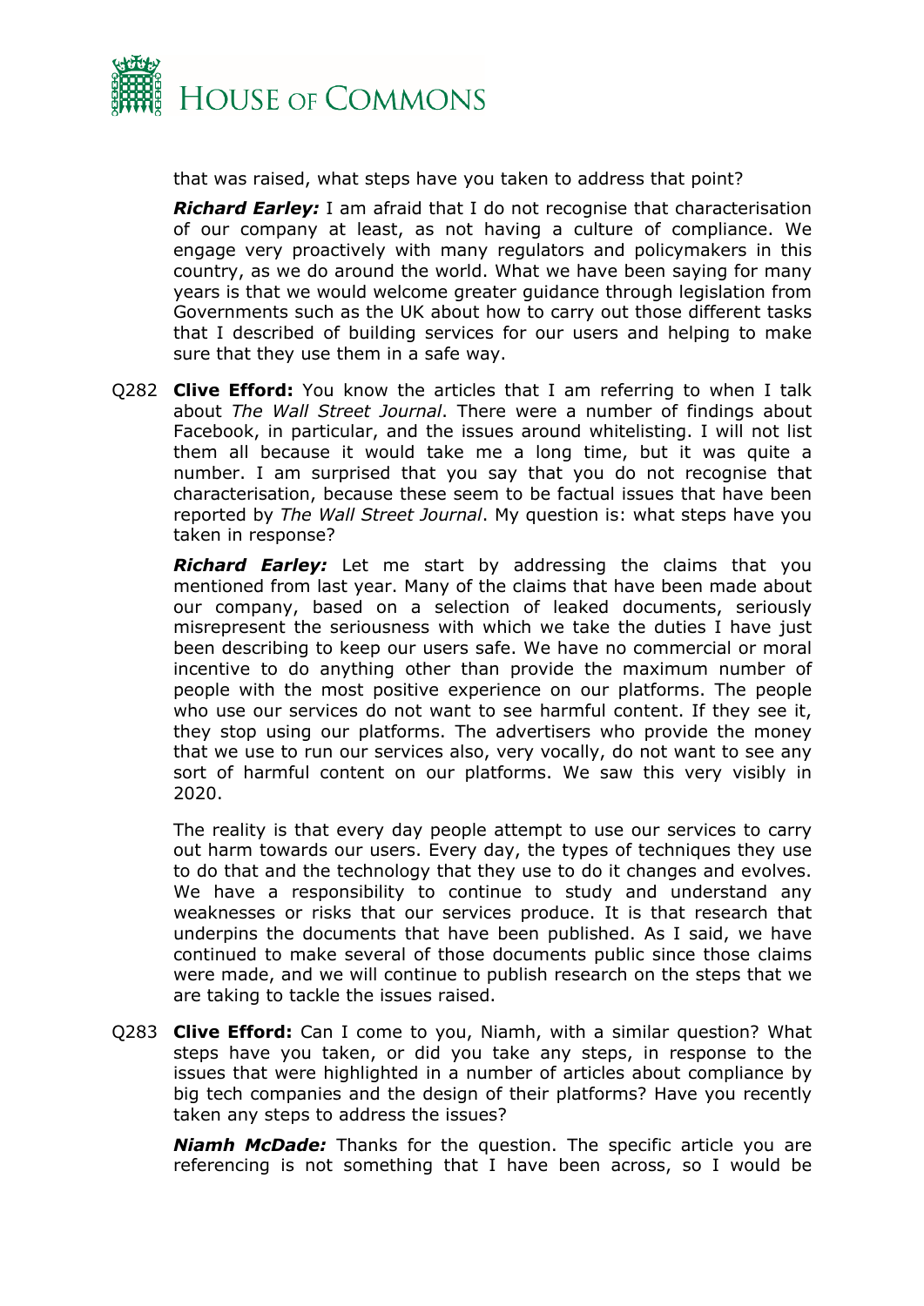that was raised, what steps have you taken to address that point?

***Richard Earley:*** I am afraid that I do not recognise that characterisation of our company at least, as not having a culture of compliance. We engage very proactively with many regulators and policymakers in this country, as we do around the world. What we have been saying for many years is that we would welcome greater guidance through legislation from Governments such as the UK about how to carry out those different tasks that I described of building services for our users and helping to make sure that they use them in a safe way.

Q282 **Clive Efford:** You know the articles that I am referring to when I talk about *The Wall Street Journal*. There were a number of findings about Facebook, in particular, and the issues around whitelisting. I will not list them all because it would take me a long time, but it was quite a number. I am surprised that you say that you do not recognise that characterisation, because these seem to be factual issues that have been reported by *The Wall Street Journal*. My question is: what steps have you taken in response?

***Richard Earley:*** Let me start by addressing the claims that you mentioned from last year. Many of the claims that have been made about our company, based on a selection of leaked documents, seriously misrepresent the seriousness with which we take the duties I have just been describing to keep our users safe. We have no commercial or moral incentive to do anything other than provide the maximum number of people with the most positive experience on our platforms. The people who use our services do not want to see harmful content. If they see it, they stop using our platforms. The advertisers who provide the money that we use to run our services also, very vocally, do not want to see any sort of harmful content on our platforms. We saw this very visibly in 2020.

The reality is that every day people attempt to use our services to carry out harm towards our users. Every day, the types of techniques they use to do that and the technology that they use to do it changes and evolves. We have a responsibility to continue to study and understand any weaknesses or risks that our services produce. It is that research that underpins the documents that have been published. As I said, we have continued to make several of those documents public since those claims were made, and we will continue to publish research on the steps that we are taking to tackle the issues raised.

Q283 **Clive Efford:** Can I come to you, Niamh, with a similar question? What steps have you taken, or did you take any steps, in response to the issues that were highlighted in a number of articles about compliance by big tech companies and the design of their platforms? Have you recently taken any steps to address the issues?

***Niamh McDade:*** Thanks for the question. The specific article you are referencing is not something that I have been across, so I would be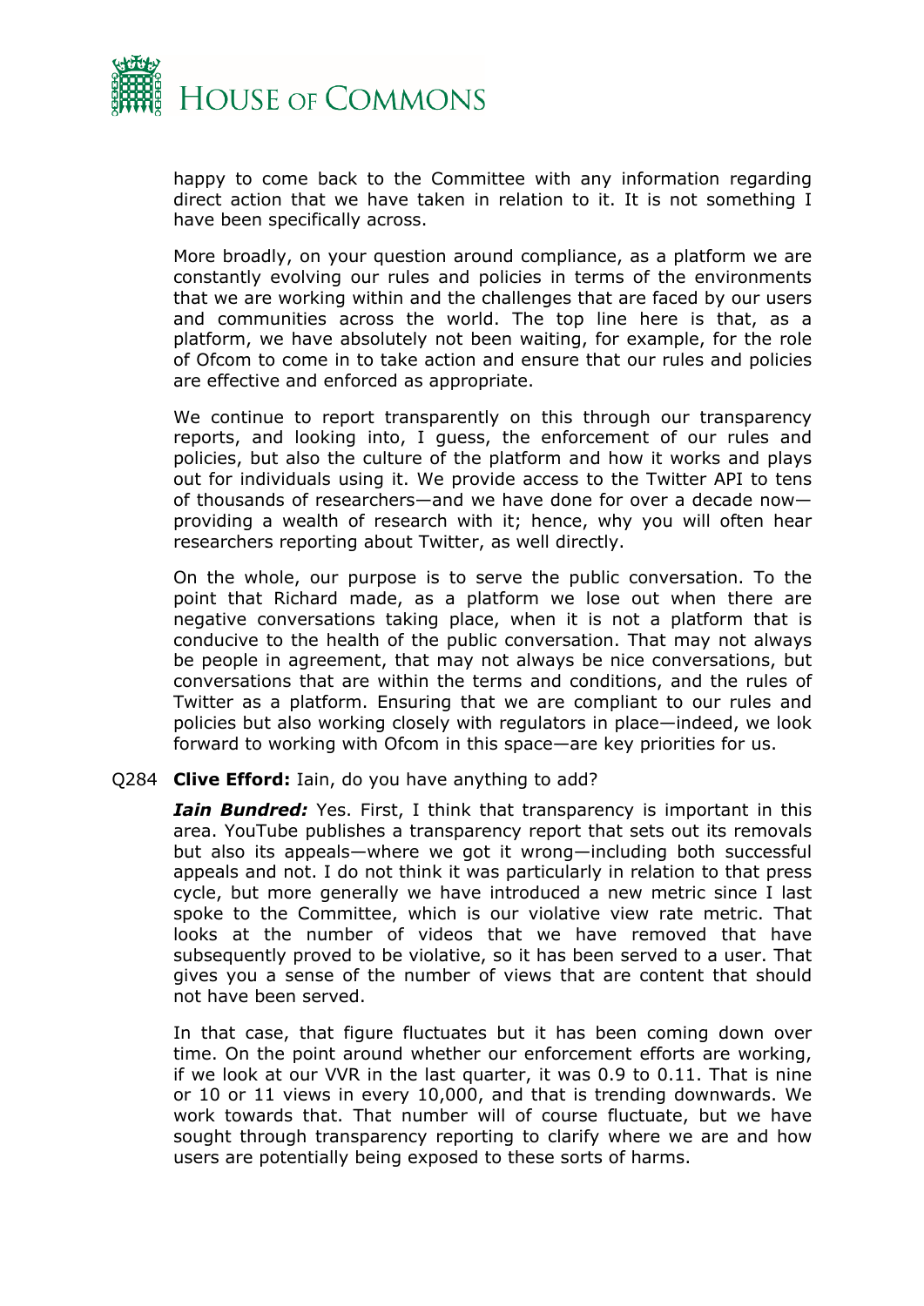happy to come back to the Committee with any information regarding direct action that we have taken in relation to it. It is not something I have been specifically across.

More broadly, on your question around compliance, as a platform we are constantly evolving our rules and policies in terms of the environments that we are working within and the challenges that are faced by our users and communities across the world. The top line here is that, as a platform, we have absolutely not been waiting, for example, for the role of Ofcom to come in to take action and ensure that our rules and policies are effective and enforced as appropriate.

We continue to report transparently on this through our transparency reports, and looking into, I guess, the enforcement of our rules and policies, but also the culture of the platform and how it works and plays out for individuals using it. We provide access to the Twitter API to tens of thousands of researchers—and we have done for over a decade now—providing a wealth of research with it; hence, why you will often hear researchers reporting about Twitter, as well directly.

On the whole, our purpose is to serve the public conversation. To the point that Richard made, as a platform we lose out when there are negative conversations taking place, when it is not a platform that is conducive to the health of the public conversation. That may not always be people in agreement, that may not always be nice conversations, but conversations that are within the terms and conditions, and the rules of Twitter as a platform. Ensuring that we are compliant to our rules and policies but also working closely with regulators in place—indeed, we look forward to working with Ofcom in this space—are key priorities for us.

Q284 **Clive Efford:** Iain, do you have anything to add?

***Iain Bundred:*** Yes. First, I think that transparency is important in this area. YouTube publishes a transparency report that sets out its removals but also its appeals—where we got it wrong—including both successful appeals and not. I do not think it was particularly in relation to that press cycle, but more generally we have introduced a new metric since I last spoke to the Committee, which is our violative view rate metric. That looks at the number of videos that we have removed that have subsequently proved to be violative, so it has been served to a user. That gives you a sense of the number of views that are content that should not have been served.

In that case, that figure fluctuates but it has been coming down over time. On the point around whether our enforcement efforts are working, if we look at our VVR in the last quarter, it was 0.9 to 0.11. That is nine or 10 or 11 views in every 10,000, and that is trending downwards. We work towards that. That number will of course fluctuate, but we have sought through transparency reporting to clarify where we are and how users are potentially being exposed to these sorts of harms.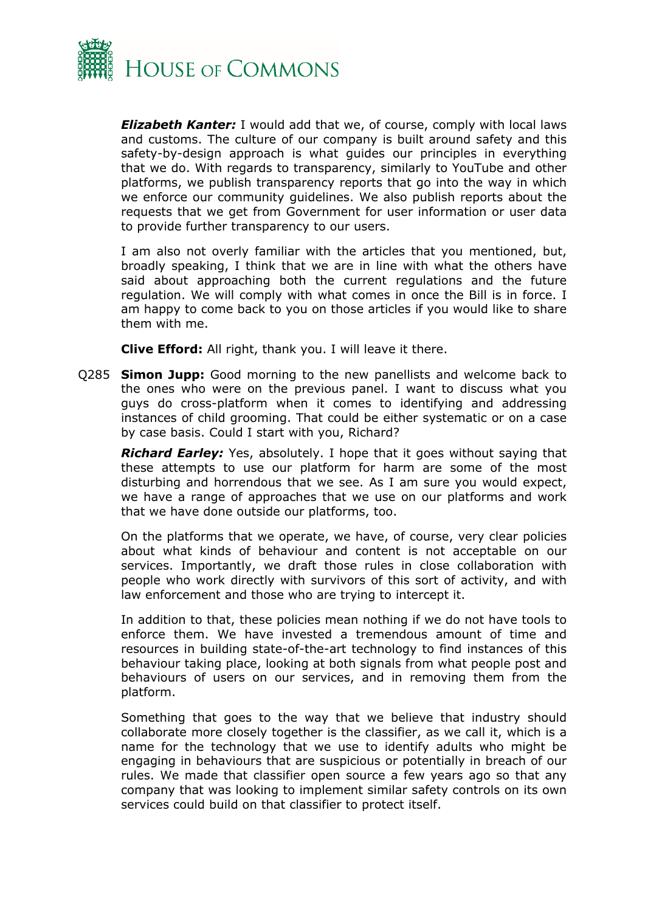***Elizabeth Kanter:*** I would add that we, of course, comply with local laws and customs. The culture of our company is built around safety and this safety-by-design approach is what guides our principles in everything that we do. With regards to transparency, similarly to YouTube and other platforms, we publish transparency reports that go into the way in which we enforce our community guidelines. We also publish reports about the requests that we get from Government for user information or user data to provide further transparency to our users.

I am also not overly familiar with the articles that you mentioned, but, broadly speaking, I think that we are in line with what the others have said about approaching both the current regulations and the future regulation. We will comply with what comes in once the Bill is in force. I am happy to come back to you on those articles if you would like to share them with me.

**Clive Efford:** All right, thank you. I will leave it there.

Q285 **Simon Jupp:** Good morning to the new panellists and welcome back to the ones who were on the previous panel. I want to discuss what you guys do cross-platform when it comes to identifying and addressing instances of child grooming. That could be either systematic or on a case by case basis. Could I start with you, Richard?

***Richard Earley:*** Yes, absolutely. I hope that it goes without saying that these attempts to use our platform for harm are some of the most disturbing and horrendous that we see. As I am sure you would expect, we have a range of approaches that we use on our platforms and work that we have done outside our platforms, too.

On the platforms that we operate, we have, of course, very clear policies about what kinds of behaviour and content is not acceptable on our services. Importantly, we draft those rules in close collaboration with people who work directly with survivors of this sort of activity, and with law enforcement and those who are trying to intercept it.

In addition to that, these policies mean nothing if we do not have tools to enforce them. We have invested a tremendous amount of time and resources in building state-of-the-art technology to find instances of this behaviour taking place, looking at both signals from what people post and behaviours of users on our services, and in removing them from the platform.

Something that goes to the way that we believe that industry should collaborate more closely together is the classifier, as we call it, which is a name for the technology that we use to identify adults who might be engaging in behaviours that are suspicious or potentially in breach of our rules. We made that classifier open source a few years ago so that any company that was looking to implement similar safety controls on its own services could build on that classifier to protect itself.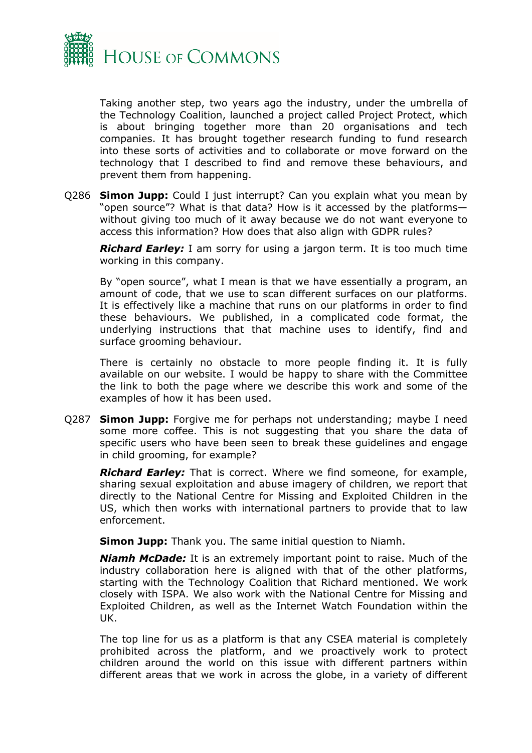Taking another step, two years ago the industry, under the umbrella of the Technology Coalition, launched a project called Project Protect, which is about bringing together more than 20 organisations and tech companies. It has brought together research funding to fund research into these sorts of activities and to collaborate or move forward on the technology that I described to find and remove these behaviours, and prevent them from happening.

Q286 **Simon Jupp:** Could I just interrupt? Can you explain what you mean by "open source"? What is that data? How is it accessed by the platforms—without giving too much of it away because we do not want everyone to access this information? How does that also align with GDPR rules?

***Richard Earley:*** I am sorry for using a jargon term. It is too much time working in this company.

By "open source", what I mean is that we have essentially a program, an amount of code, that we use to scan different surfaces on our platforms. It is effectively like a machine that runs on our platforms in order to find these behaviours. We published, in a complicated code format, the underlying instructions that that machine uses to identify, find and surface grooming behaviour.

There is certainly no obstacle to more people finding it. It is fully available on our website. I would be happy to share with the Committee the link to both the page where we describe this work and some of the examples of how it has been used.

Q287 **Simon Jupp:** Forgive me for perhaps not understanding; maybe I need some more coffee. This is not suggesting that you share the data of specific users who have been seen to break these guidelines and engage in child grooming, for example?

***Richard Earley:*** That is correct. Where we find someone, for example, sharing sexual exploitation and abuse imagery of children, we report that directly to the National Centre for Missing and Exploited Children in the US, which then works with international partners to provide that to law enforcement.

**Simon Jupp:** Thank you. The same initial question to Niamh.

***Niamh McDade:*** It is an extremely important point to raise. Much of the industry collaboration here is aligned with that of the other platforms, starting with the Technology Coalition that Richard mentioned. We work closely with ISPA. We also work with the National Centre for Missing and Exploited Children, as well as the Internet Watch Foundation within the UK.

The top line for us as a platform is that any CSEA material is completely prohibited across the platform, and we proactively work to protect children around the world on this issue with different partners within different areas that we work in across the globe, in a variety of different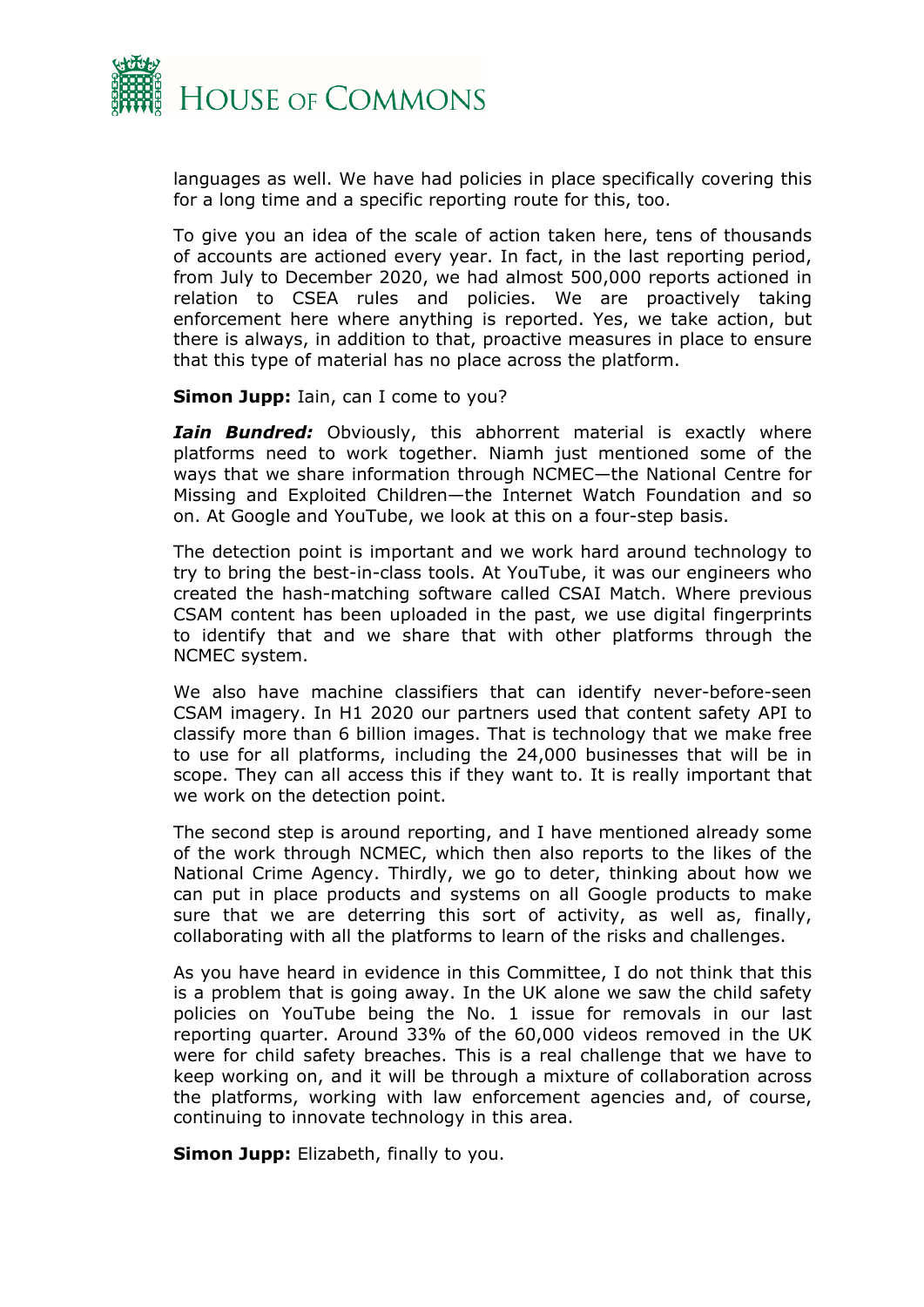languages as well. We have had policies in place specifically covering this for a long time and a specific reporting route for this, too.

To give you an idea of the scale of action taken here, tens of thousands of accounts are actioned every year. In fact, in the last reporting period, from July to December 2020, we had almost 500,000 reports actioned in relation to CSEA rules and policies. We are proactively taking enforcement here where anything is reported. Yes, we take action, but there is always, in addition to that, proactive measures in place to ensure that this type of material has no place across the platform.

**Simon Jupp:** Iain, can I come to you?

***Iain Bundred:*** Obviously, this abhorrent material is exactly where platforms need to work together. Niamh just mentioned some of the ways that we share information through NCMEC—the National Centre for Missing and Exploited Children—the Internet Watch Foundation and so on. At Google and YouTube, we look at this on a four-step basis.

The detection point is important and we work hard around technology to try to bring the best-in-class tools. At YouTube, it was our engineers who created the hash-matching software called CSAI Match. Where previous CSAM content has been uploaded in the past, we use digital fingerprints to identify that and we share that with other platforms through the NCMEC system.

We also have machine classifiers that can identify never-before-seen CSAM imagery. In H1 2020 our partners used that content safety API to classify more than 6 billion images. That is technology that we make free to use for all platforms, including the 24,000 businesses that will be in scope. They can all access this if they want to. It is really important that we work on the detection point.

The second step is around reporting, and I have mentioned already some of the work through NCMEC, which then also reports to the likes of the National Crime Agency. Thirdly, we go to deter, thinking about how we can put in place products and systems on all Google products to make sure that we are deterring this sort of activity, as well as, finally, collaborating with all the platforms to learn of the risks and challenges.

As you have heard in evidence in this Committee, I do not think that this is a problem that is going away. In the UK alone we saw the child safety policies on YouTube being the No. 1 issue for removals in our last reporting quarter. Around 33% of the 60,000 videos removed in the UK were for child safety breaches. This is a real challenge that we have to keep working on, and it will be through a mixture of collaboration across the platforms, working with law enforcement agencies and, of course, continuing to innovate technology in this area.

**Simon Jupp:** Elizabeth, finally to you.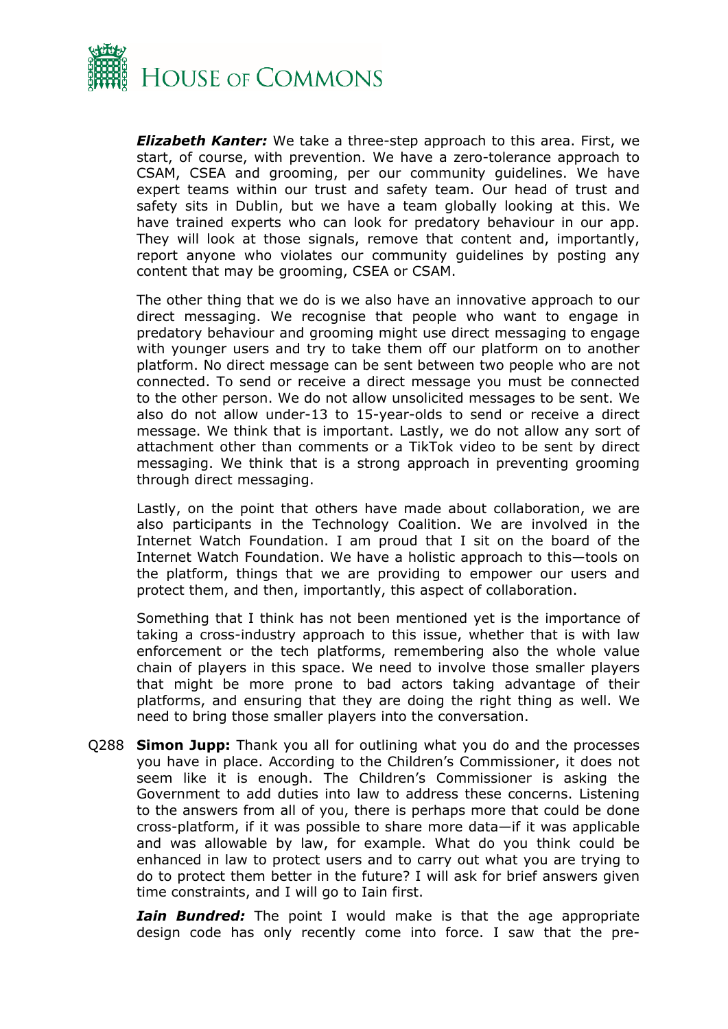***Elizabeth Kanter:*** We take a three-step approach to this area. First, we start, of course, with prevention. We have a zero-tolerance approach to CSAM, CSEA and grooming, per our community guidelines. We have expert teams within our trust and safety team. Our head of trust and safety sits in Dublin, but we have a team globally looking at this. We have trained experts who can look for predatory behaviour in our app. They will look at those signals, remove that content and, importantly, report anyone who violates our community guidelines by posting any content that may be grooming, CSEA or CSAM.

The other thing that we do is we also have an innovative approach to our direct messaging. We recognise that people who want to engage in predatory behaviour and grooming might use direct messaging to engage with younger users and try to take them off our platform on to another platform. No direct message can be sent between two people who are not connected. To send or receive a direct message you must be connected to the other person. We do not allow unsolicited messages to be sent. We also do not allow under-13 to 15-year-olds to send or receive a direct message. We think that is important. Lastly, we do not allow any sort of attachment other than comments or a TikTok video to be sent by direct messaging. We think that is a strong approach in preventing grooming through direct messaging.

Lastly, on the point that others have made about collaboration, we are also participants in the Technology Coalition. We are involved in the Internet Watch Foundation. I am proud that I sit on the board of the Internet Watch Foundation. We have a holistic approach to this—tools on the platform, things that we are providing to empower our users and protect them, and then, importantly, this aspect of collaboration.

Something that I think has not been mentioned yet is the importance of taking a cross-industry approach to this issue, whether that is with law enforcement or the tech platforms, remembering also the whole value chain of players in this space. We need to involve those smaller players that might be more prone to bad actors taking advantage of their platforms, and ensuring that they are doing the right thing as well. We need to bring those smaller players into the conversation.

Q288 **Simon Jupp:** Thank you all for outlining what you do and the processes you have in place. According to the Children's Commissioner, it does not seem like it is enough. The Children's Commissioner is asking the Government to add duties into law to address these concerns. Listening to the answers from all of you, there is perhaps more that could be done cross-platform, if it was possible to share more data—if it was applicable and was allowable by law, for example. What do you think could be enhanced in law to protect users and to carry out what you are trying to do to protect them better in the future? I will ask for brief answers given time constraints, and I will go to Iain first.

***Iain Bundred:*** The point I would make is that the age appropriate design code has only recently come into force. I saw that the pre-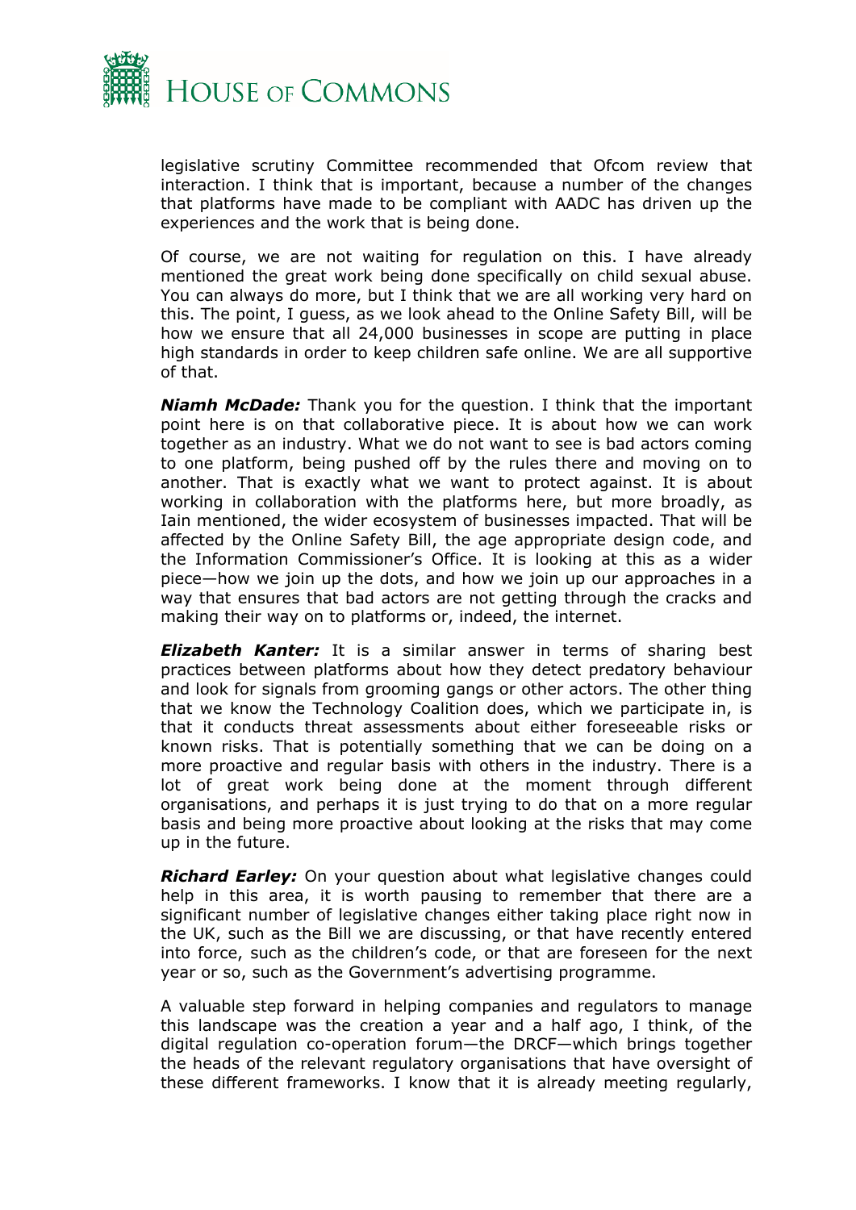legislative scrutiny Committee recommended that Ofcom review that interaction. I think that is important, because a number of the changes that platforms have made to be compliant with AADC has driven up the experiences and the work that is being done.

Of course, we are not waiting for regulation on this. I have already mentioned the great work being done specifically on child sexual abuse. You can always do more, but I think that we are all working very hard on this. The point, I guess, as we look ahead to the Online Safety Bill, will be how we ensure that all 24,000 businesses in scope are putting in place high standards in order to keep children safe online. We are all supportive of that.

***Niamh McDade:*** Thank you for the question. I think that the important point here is on that collaborative piece. It is about how we can work together as an industry. What we do not want to see is bad actors coming to one platform, being pushed off by the rules there and moving on to another. That is exactly what we want to protect against. It is about working in collaboration with the platforms here, but more broadly, as Iain mentioned, the wider ecosystem of businesses impacted. That will be affected by the Online Safety Bill, the age appropriate design code, and the Information Commissioner's Office. It is looking at this as a wider piece—how we join up the dots, and how we join up our approaches in a way that ensures that bad actors are not getting through the cracks and making their way on to platforms or, indeed, the internet.

***Elizabeth Kanter:*** It is a similar answer in terms of sharing best practices between platforms about how they detect predatory behaviour and look for signals from grooming gangs or other actors. The other thing that we know the Technology Coalition does, which we participate in, is that it conducts threat assessments about either foreseeable risks or known risks. That is potentially something that we can be doing on a more proactive and regular basis with others in the industry. There is a lot of great work being done at the moment through different organisations, and perhaps it is just trying to do that on a more regular basis and being more proactive about looking at the risks that may come up in the future.

***Richard Earley:*** On your question about what legislative changes could help in this area, it is worth pausing to remember that there are a significant number of legislative changes either taking place right now in the UK, such as the Bill we are discussing, or that have recently entered into force, such as the children's code, or that are foreseen for the next year or so, such as the Government's advertising programme.

A valuable step forward in helping companies and regulators to manage this landscape was the creation a year and a half ago, I think, of the digital regulation co-operation forum—the DRCF—which brings together the heads of the relevant regulatory organisations that have oversight of these different frameworks. I know that it is already meeting regularly,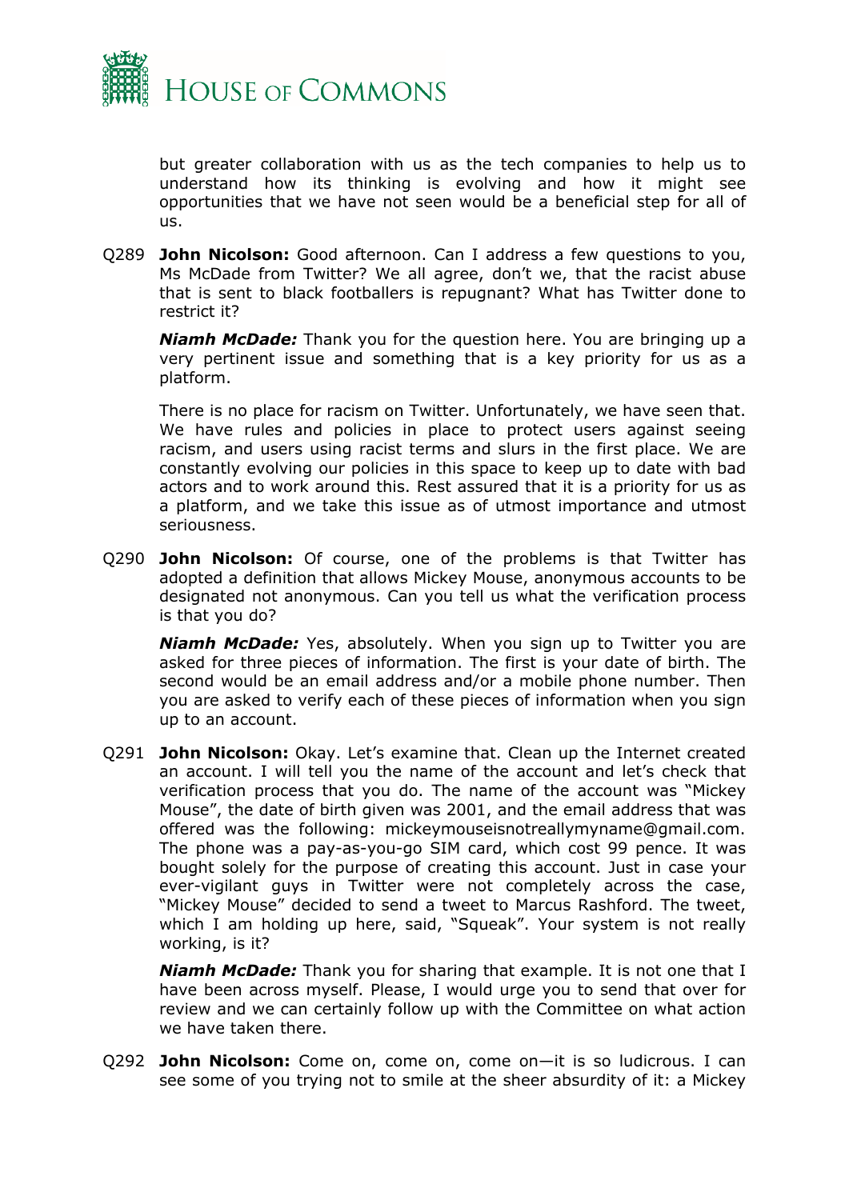but greater collaboration with us as the tech companies to help us to understand how its thinking is evolving and how it might see opportunities that we have not seen would be a beneficial step for all of us.

Q289 **John Nicolson:** Good afternoon. Can I address a few questions to you, Ms McDade from Twitter? We all agree, don't we, that the racist abuse that is sent to black footballers is repugnant? What has Twitter done to restrict it?

***Niamh McDade:*** Thank you for the question here. You are bringing up a very pertinent issue and something that is a key priority for us as a platform.

There is no place for racism on Twitter. Unfortunately, we have seen that. We have rules and policies in place to protect users against seeing racism, and users using racist terms and slurs in the first place. We are constantly evolving our policies in this space to keep up to date with bad actors and to work around this. Rest assured that it is a priority for us as a platform, and we take this issue as of utmost importance and utmost seriousness.

Q290 **John Nicolson:** Of course, one of the problems is that Twitter has adopted a definition that allows Mickey Mouse, anonymous accounts to be designated not anonymous. Can you tell us what the verification process is that you do?

***Niamh McDade:*** Yes, absolutely. When you sign up to Twitter you are asked for three pieces of information. The first is your date of birth. The second would be an email address and/or a mobile phone number. Then you are asked to verify each of these pieces of information when you sign up to an account.

Q291 **John Nicolson:** Okay. Let's examine that. Clean up the Internet created an account. I will tell you the name of the account and let's check that verification process that you do. The name of the account was "Mickey Mouse", the date of birth given was 2001, and the email address that was offered was the following: mickeymouseisnotreallymyname@gmail.com. The phone was a pay-as-you-go SIM card, which cost 99 pence. It was bought solely for the purpose of creating this account. Just in case your ever-vigilant guys in Twitter were not completely across the case, "Mickey Mouse" decided to send a tweet to Marcus Rashford. The tweet, which I am holding up here, said, "Squeak". Your system is not really working, is it?

***Niamh McDade:*** Thank you for sharing that example. It is not one that I have been across myself. Please, I would urge you to send that over for review and we can certainly follow up with the Committee on what action we have taken there.

Q292 **John Nicolson:** Come on, come on, come on—it is so ludicrous. I can see some of you trying not to smile at the sheer absurdity of it: a Mickey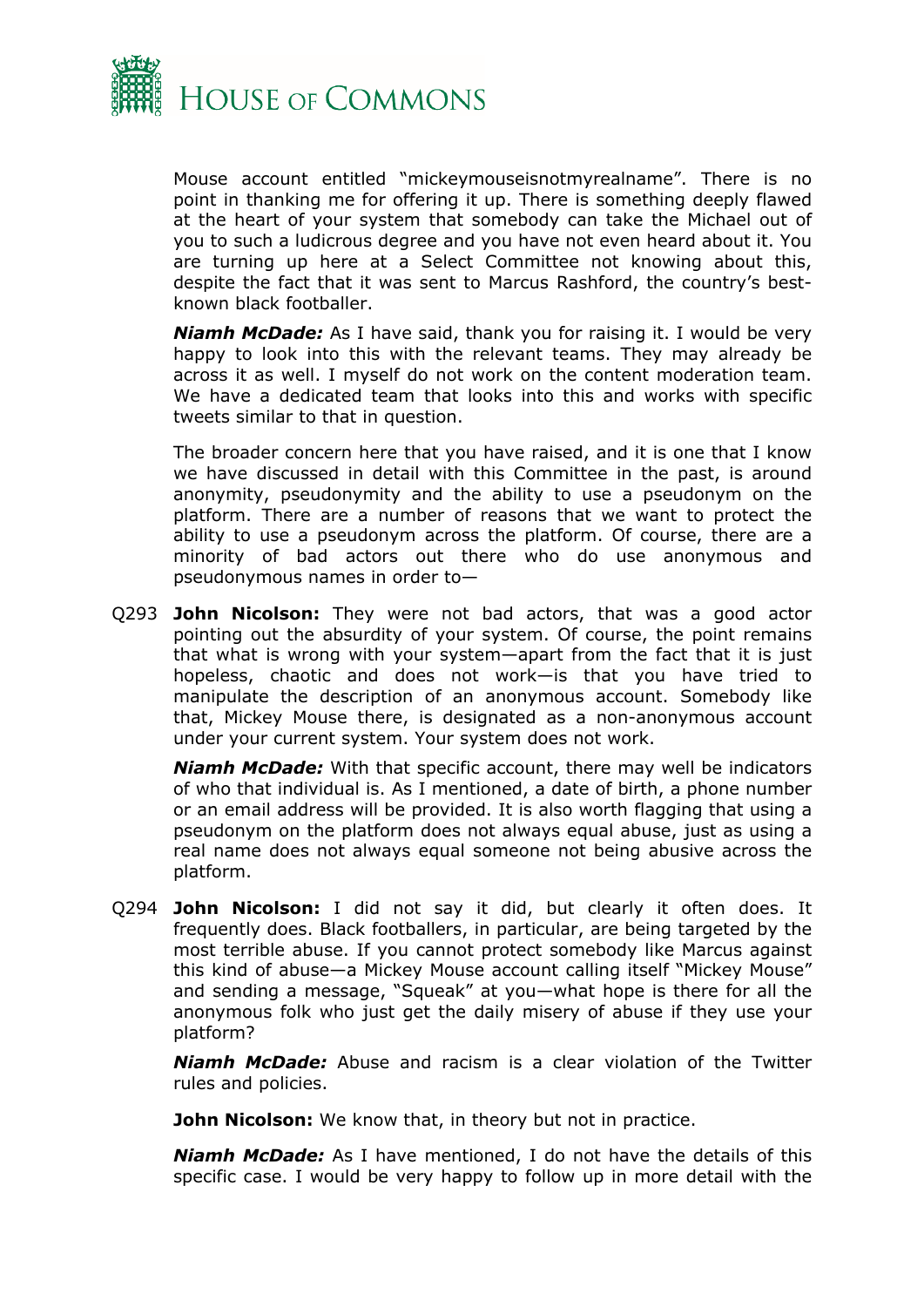Mouse account entitled "mickeymouseisnotmyrealname". There is no point in thanking me for offering it up. There is something deeply flawed at the heart of your system that somebody can take the Michael out of you to such a ludicrous degree and you have not even heard about it. You are turning up here at a Select Committee not knowing about this, despite the fact that it was sent to Marcus Rashford, the country's best-known black footballer.

***Niamh McDade:*** As I have said, thank you for raising it. I would be very happy to look into this with the relevant teams. They may already be across it as well. I myself do not work on the content moderation team. We have a dedicated team that looks into this and works with specific tweets similar to that in question.

The broader concern here that you have raised, and it is one that I know we have discussed in detail with this Committee in the past, is around anonymity, pseudonymity and the ability to use a pseudonym on the platform. There are a number of reasons that we want to protect the ability to use a pseudonym across the platform. Of course, there are a minority of bad actors out there who do use anonymous and pseudonymous names in order to—

Q293 **John Nicolson:** They were not bad actors, that was a good actor pointing out the absurdity of your system. Of course, the point remains that what is wrong with your system—apart from the fact that it is just hopeless, chaotic and does not work—is that you have tried to manipulate the description of an anonymous account. Somebody like that, Mickey Mouse there, is designated as a non-anonymous account under your current system. Your system does not work.

***Niamh McDade:*** With that specific account, there may well be indicators of who that individual is. As I mentioned, a date of birth, a phone number or an email address will be provided. It is also worth flagging that using a pseudonym on the platform does not always equal abuse, just as using a real name does not always equal someone not being abusive across the platform.

Q294 **John Nicolson:** I did not say it did, but clearly it often does. It frequently does. Black footballers, in particular, are being targeted by the most terrible abuse. If you cannot protect somebody like Marcus against this kind of abuse—a Mickey Mouse account calling itself "Mickey Mouse" and sending a message, "Squeak" at you—what hope is there for all the anonymous folk who just get the daily misery of abuse if they use your platform?

***Niamh McDade:*** Abuse and racism is a clear violation of the Twitter rules and policies.

**John Nicolson:** We know that, in theory but not in practice.

***Niamh McDade:*** As I have mentioned, I do not have the details of this specific case. I would be very happy to follow up in more detail with the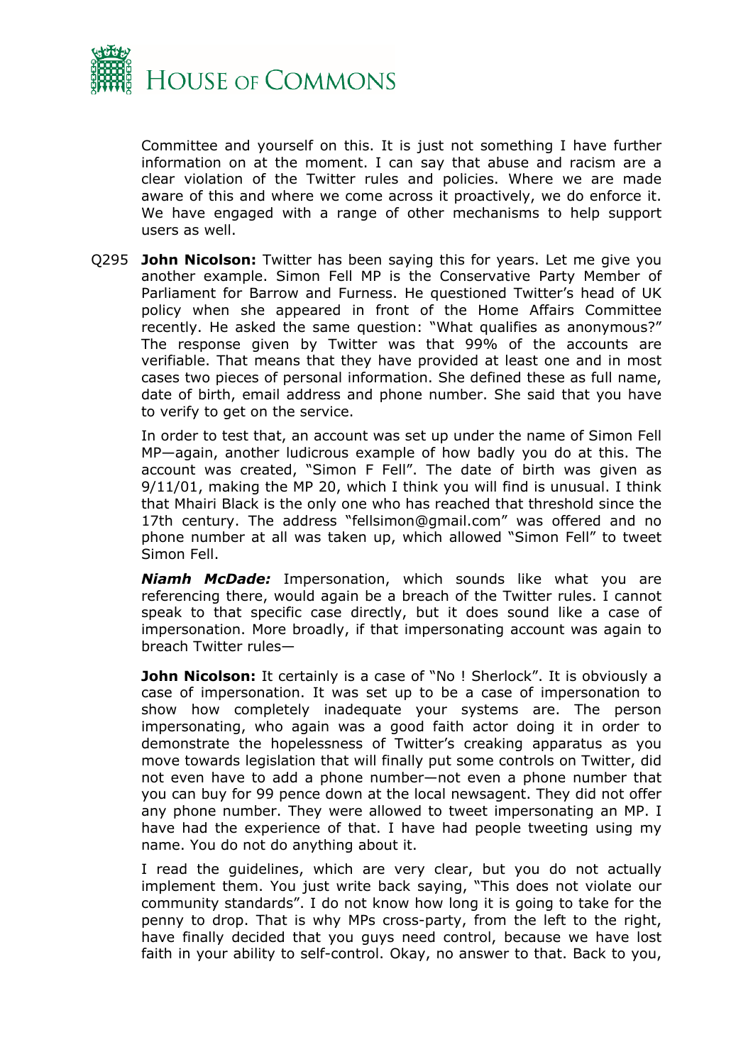Committee and yourself on this. It is just not something I have further information on at the moment. I can say that abuse and racism are a clear violation of the Twitter rules and policies. Where we are made aware of this and where we come across it proactively, we do enforce it. We have engaged with a range of other mechanisms to help support users as well.

Q295 **John Nicolson:** Twitter has been saying this for years. Let me give you another example. Simon Fell MP is the Conservative Party Member of Parliament for Barrow and Furness. He questioned Twitter's head of UK policy when she appeared in front of the Home Affairs Committee recently. He asked the same question: "What qualifies as anonymous?" The response given by Twitter was that 99% of the accounts are verifiable. That means that they have provided at least one and in most cases two pieces of personal information. She defined these as full name, date of birth, email address and phone number. She said that you have to verify to get on the service.

In order to test that, an account was set up under the name of Simon Fell MP—again, another ludicrous example of how badly you do at this. The account was created, "Simon F Fell". The date of birth was given as 9/11/01, making the MP 20, which I think you will find is unusual. I think that Mhairi Black is the only one who has reached that threshold since the 17th century. The address "fellsimon@gmail.com" was offered and no phone number at all was taken up, which allowed "Simon Fell" to tweet Simon Fell.

***Niamh McDade:*** Impersonation, which sounds like what you are referencing there, would again be a breach of the Twitter rules. I cannot speak to that specific case directly, but it does sound like a case of impersonation. More broadly, if that impersonating account was again to breach Twitter rules—

**John Nicolson:** It certainly is a case of "No ! Sherlock". It is obviously a case of impersonation. It was set up to be a case of impersonation to show how completely inadequate your systems are. The person impersonating, who again was a good faith actor doing it in order to demonstrate the hopelessness of Twitter's creaking apparatus as you move towards legislation that will finally put some controls on Twitter, did not even have to add a phone number—not even a phone number that you can buy for 99 pence down at the local newsagent. They did not offer any phone number. They were allowed to tweet impersonating an MP. I have had the experience of that. I have had people tweeting using my name. You do not do anything about it.

I read the guidelines, which are very clear, but you do not actually implement them. You just write back saying, "This does not violate our community standards". I do not know how long it is going to take for the penny to drop. That is why MPs cross-party, from the left to the right, have finally decided that you guys need control, because we have lost faith in your ability to self-control. Okay, no answer to that. Back to you,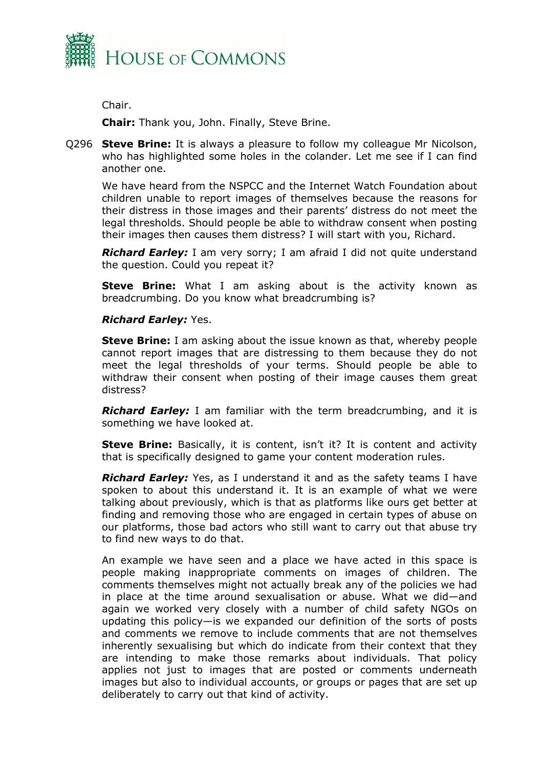Chair.

**Chair:** Thank you, John. Finally, Steve Brine.

Q296 **Steve Brine:** It is always a pleasure to follow my colleague Mr Nicolson, who has highlighted some holes in the colander. Let me see if I can find another one.

We have heard from the NSPCC and the Internet Watch Foundation about children unable to report images of themselves because the reasons for their distress in those images and their parents' distress do not meet the legal thresholds. Should people be able to withdraw consent when posting their images then causes them distress? I will start with you, Richard.

***Richard Earley:*** I am very sorry; I am afraid I did not quite understand the question. Could you repeat it?

**Steve Brine:** What I am asking about is the activity known as breadcrumbing. Do you know what breadcrumbing is?

***Richard Earley:*** Yes.

**Steve Brine:** I am asking about the issue known as that, whereby people cannot report images that are distressing to them because they do not meet the legal thresholds of your terms. Should people be able to withdraw their consent when posting of their image causes them great distress?

***Richard Earley:*** I am familiar with the term breadcrumbing, and it is something we have looked at.

**Steve Brine:** Basically, it is content, isn't it? It is content and activity that is specifically designed to game your content moderation rules.

***Richard Earley:*** Yes, as I understand it and as the safety teams I have spoken to about this understand it. It is an example of what we were talking about previously, which is that as platforms like ours get better at finding and removing those who are engaged in certain types of abuse on our platforms, those bad actors who still want to carry out that abuse try to find new ways to do that.

An example we have seen and a place we have acted in this space is people making inappropriate comments on images of children. The comments themselves might not actually break any of the policies we had in place at the time around sexualisation or abuse. What we did—and again we worked very closely with a number of child safety NGOs on updating this policy—is we expanded our definition of the sorts of posts and comments we remove to include comments that are not themselves inherently sexualising but which do indicate from their context that they are intending to make those remarks about individuals. That policy applies not just to images that are posted or comments underneath images but also to individual accounts, or groups or pages that are set up deliberately to carry out that kind of activity.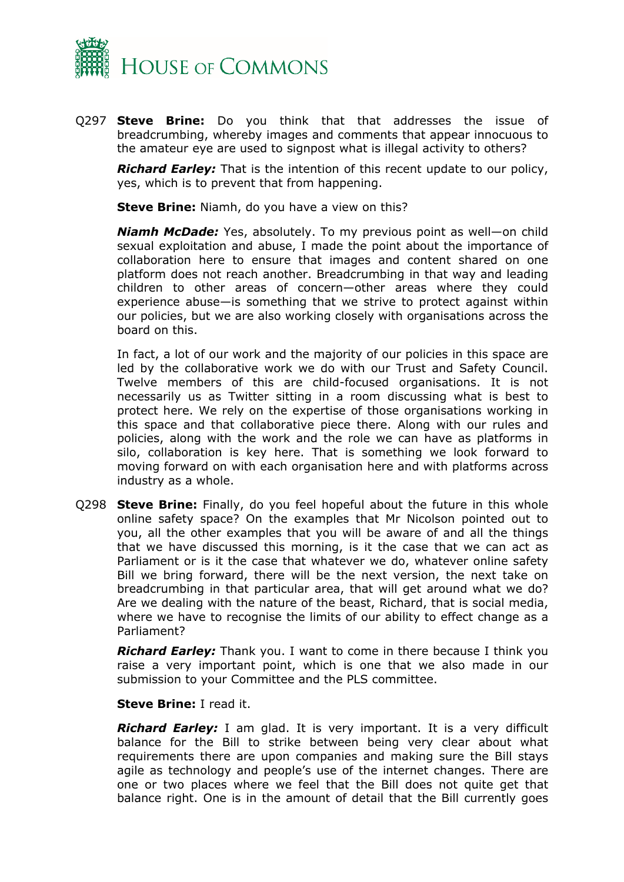Q297 **Steve Brine:** Do you think that that addresses the issue of breadcrumbing, whereby images and comments that appear innocuous to the amateur eye are used to signpost what is illegal activity to others?

***Richard Earley:*** That is the intention of this recent update to our policy, yes, which is to prevent that from happening.

**Steve Brine:** Niamh, do you have a view on this?

***Niamh McDade:*** Yes, absolutely. To my previous point as well—on child sexual exploitation and abuse, I made the point about the importance of collaboration here to ensure that images and content shared on one platform does not reach another. Breadcrumbing in that way and leading children to other areas of concern—other areas where they could experience abuse—is something that we strive to protect against within our policies, but we are also working closely with organisations across the board on this.

In fact, a lot of our work and the majority of our policies in this space are led by the collaborative work we do with our Trust and Safety Council. Twelve members of this are child-focused organisations. It is not necessarily us as Twitter sitting in a room discussing what is best to protect here. We rely on the expertise of those organisations working in this space and that collaborative piece there. Along with our rules and policies, along with the work and the role we can have as platforms in silo, collaboration is key here. That is something we look forward to moving forward on with each organisation here and with platforms across industry as a whole.

Q298 **Steve Brine:** Finally, do you feel hopeful about the future in this whole online safety space? On the examples that Mr Nicolson pointed out to you, all the other examples that you will be aware of and all the things that we have discussed this morning, is it the case that we can act as Parliament or is it the case that whatever we do, whatever online safety Bill we bring forward, there will be the next version, the next take on breadcrumbing in that particular area, that will get around what we do? Are we dealing with the nature of the beast, Richard, that is social media, where we have to recognise the limits of our ability to effect change as a Parliament?

***Richard Earley:*** Thank you. I want to come in there because I think you raise a very important point, which is one that we also made in our submission to your Committee and the PLS committee.

**Steve Brine:** I read it.

***Richard Earley:*** I am glad. It is very important. It is a very difficult balance for the Bill to strike between being very clear about what requirements there are upon companies and making sure the Bill stays agile as technology and people's use of the internet changes. There are one or two places where we feel that the Bill does not quite get that balance right. One is in the amount of detail that the Bill currently goes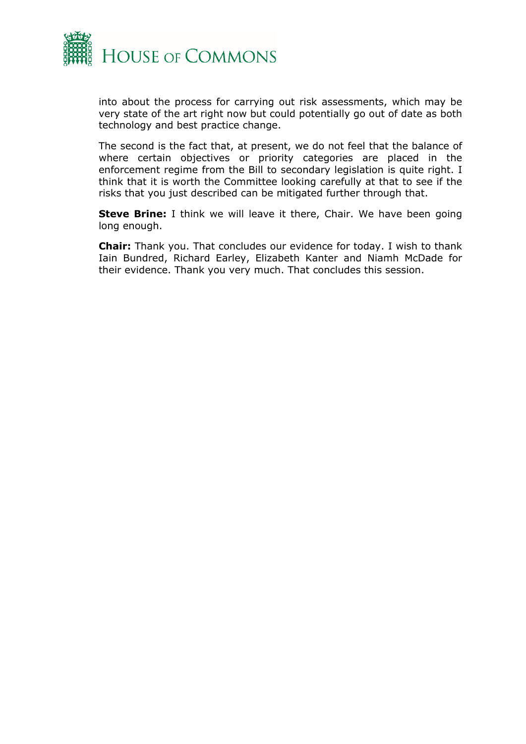into about the process for carrying out risk assessments, which may be very state of the art right now but could potentially go out of date as both technology and best practice change.

The second is the fact that, at present, we do not feel that the balance of where certain objectives or priority categories are placed in the enforcement regime from the Bill to secondary legislation is quite right. I think that it is worth the Committee looking carefully at that to see if the risks that you just described can be mitigated further through that.

**Steve Brine:** I think we will leave it there, Chair. We have been going long enough.

**Chair:** Thank you. That concludes our evidence for today. I wish to thank Iain Bundred, Richard Earley, Elizabeth Kanter and Niamh McDade for their evidence. Thank you very much. That concludes this session.